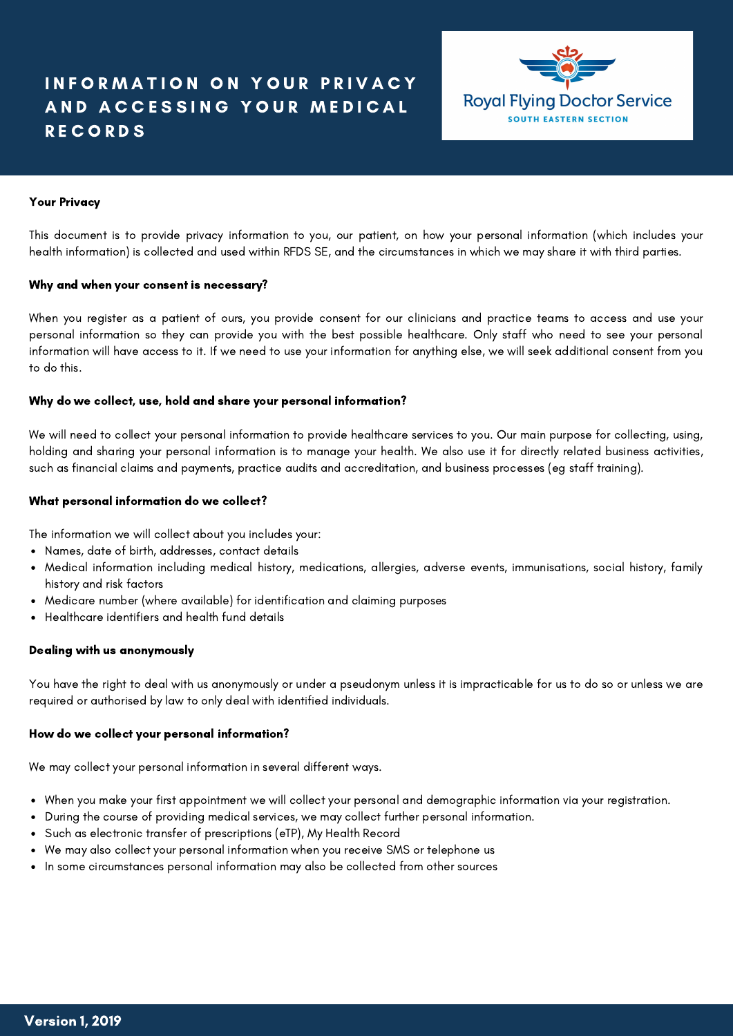# INFORMATION ON YOUR PRIVACY AND ACCESSING YOUR MEDICAL RECORDS

Royal Flying Doctor Service
SOUTH EASTERN SECTION

**Your Privacy**

This document is to provide privacy information to you, our patient, on how your personal information (which includes your health information) is collected and used within RFDS SE, and the circumstances in which we may share it with third parties.

**Why and when your consent is necessary?**

When you register as a patient of ours, you provide consent for our clinicians and practice teams to access and use your personal information so they can provide you with the best possible healthcare. Only staff who need to see your personal information will have access to it. If we need to use your information for anything else, we will seek additional consent from you to do this.

**Why do we collect, use, hold and share your personal information?**

We will need to collect your personal information to provide healthcare services to you. Our main purpose for collecting, using, holding and sharing your personal information is to manage your health. We also use it for directly related business activities, such as financial claims and payments, practice audits and accreditation, and business processes (eg staff training).

**What personal information do we collect?**

The information we will collect about you includes your:

- Names, date of birth, addresses, contact details
- Medical information including medical history, medications, allergies, adverse events, immunisations, social history, family history and risk factors
- Medicare number (where available) for identification and claiming purposes
- Healthcare identifiers and health fund details

**Dealing with us anonymously**

You have the right to deal with us anonymously or under a pseudonym unless it is impracticable for us to do so or unless we are required or authorised by law to only deal with identified individuals.

**How do we collect your personal information?**

We may collect your personal information in several different ways.

- When you make your first appointment we will collect your personal and demographic information via your registration.
- During the course of providing medical services, we may collect further personal information.
- Such as electronic transfer of prescriptions (eTP), My Health Record
- We may also collect your personal information when you receive SMS or telephone us
- In some circumstances personal information may also be collected from other sources

**Version 1, 2019**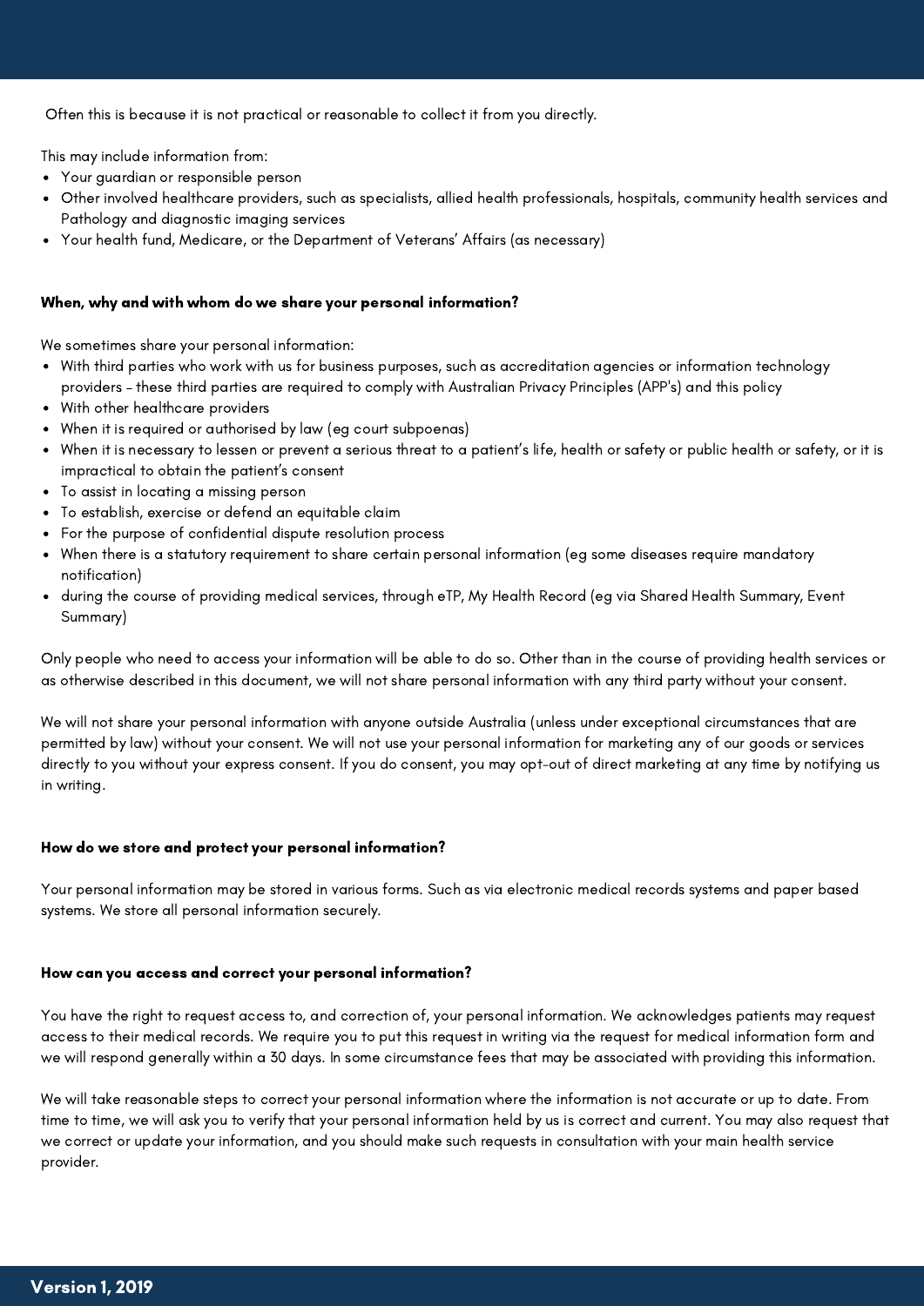Often this is because it is not practical or reasonable to collect it from you directly.

This may include information from:

- Your guardian or responsible person
- Other involved healthcare providers, such as specialists, allied health professionals, hospitals, community health services and Pathology and diagnostic imaging services
- Your health fund, Medicare, or the Department of Veterans' Affairs (as necessary)

**When, why and with whom do we share your personal information?**

We sometimes share your personal information:

- With third parties who work with us for business purposes, such as accreditation agencies or information technology providers – these third parties are required to comply with Australian Privacy Principles (APP's) and this policy
- With other healthcare providers
- When it is required or authorised by law (eg court subpoenas)
- When it is necessary to lessen or prevent a serious threat to a patient's life, health or safety or public health or safety, or it is impractical to obtain the patient's consent
- To assist in locating a missing person
- To establish, exercise or defend an equitable claim
- For the purpose of confidential dispute resolution process
- When there is a statutory requirement to share certain personal information (eg some diseases require mandatory notification)
- during the course of providing medical services, through eTP, My Health Record (eg via Shared Health Summary, Event Summary)

Only people who need to access your information will be able to do so. Other than in the course of providing health services or as otherwise described in this document, we will not share personal information with any third party without your consent.

We will not share your personal information with anyone outside Australia (unless under exceptional circumstances that are permitted by law) without your consent. We will not use your personal information for marketing any of our goods or services directly to you without your express consent. If you do consent, you may opt-out of direct marketing at any time by notifying us in writing.

**How do we store and protect your personal information?**

Your personal information may be stored in various forms. Such as via electronic medical records systems and paper based systems. We store all personal information securely.

**How can you access and correct your personal information?**

You have the right to request access to, and correction of, your personal information. We acknowledges patients may request access to their medical records. We require you to put this request in writing via the request for medical information form and we will respond generally within a 30 days. In some circumstance fees that may be associated with providing this information.

We will take reasonable steps to correct your personal information where the information is not accurate or up to date. From time to time, we will ask you to verify that your personal information held by us is correct and current. You may also request that we correct or update your information, and you should make such requests in consultation with your main health service provider.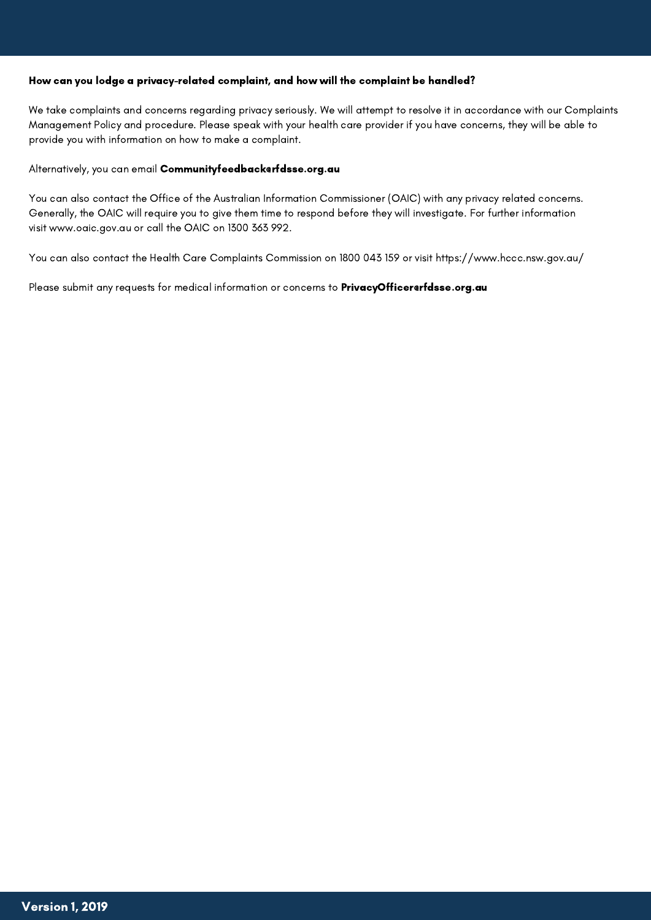**How can you lodge a privacy-related complaint, and how will the complaint be handled?**

We take complaints and concerns regarding privacy seriously. We will attempt to resolve it in accordance with our Complaints Management Policy and procedure. Please speak with your health care provider if you have concerns, they will be able to provide you with information on how to make a complaint.

Alternatively, you can email **Communityfeedback@rfdsse.org.au**

You can also contact the Office of the Australian Information Commissioner (OAIC) with any privacy related concerns. Generally, the OAIC will require you to give them time to respond before they will investigate. For further information visit www.oaic.gov.au or call the OAIC on 1300 363 992.

You can also contact the Health Care Complaints Commission on 1800 043 159 or visit https://www.hccc.nsw.gov.au/

Please submit any requests for medical information or concerns to **PrivacyOfficer@rfdsse.org.au**

**Version 1, 2019**